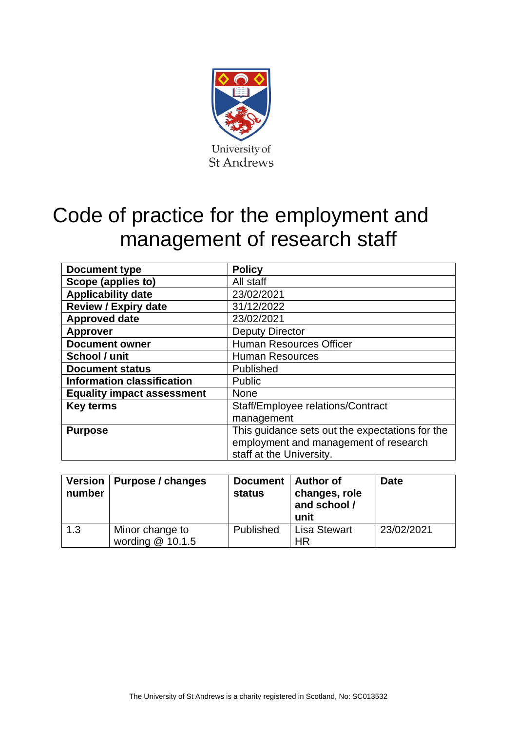University of St Andrews

# Code of practice for the employment and management of research staff

| **Document type** | **Policy** |
|---|---|
| **Scope (applies to)** | All staff |
| **Applicability date** | 23/02/2021 |
| **Review / Expiry date** | 31/12/2022 |
| **Approved date** | 23/02/2021 |
| **Approver** | Deputy Director |
| **Document owner** | Human Resources Officer |
| **School / unit** | Human Resources |
| **Document status** | Published |
| **Information classification** | Public |
| **Equality impact assessment** | None |
| **Key terms** | Staff/Employee relations/Contract management |
| **Purpose** | This guidance sets out the expectations for the employment and management of research staff at the University. |

| **Version number** | **Purpose / changes** | **Document status** | **Author of changes, role and school / unit** | **Date** |
|---|---|---|---|---|
| 1.3 | Minor change to wording @ 10.1.5 | Published | Lisa Stewart HR | 23/02/2021 |

The University of St Andrews is a charity registered in Scotland, No: SC013532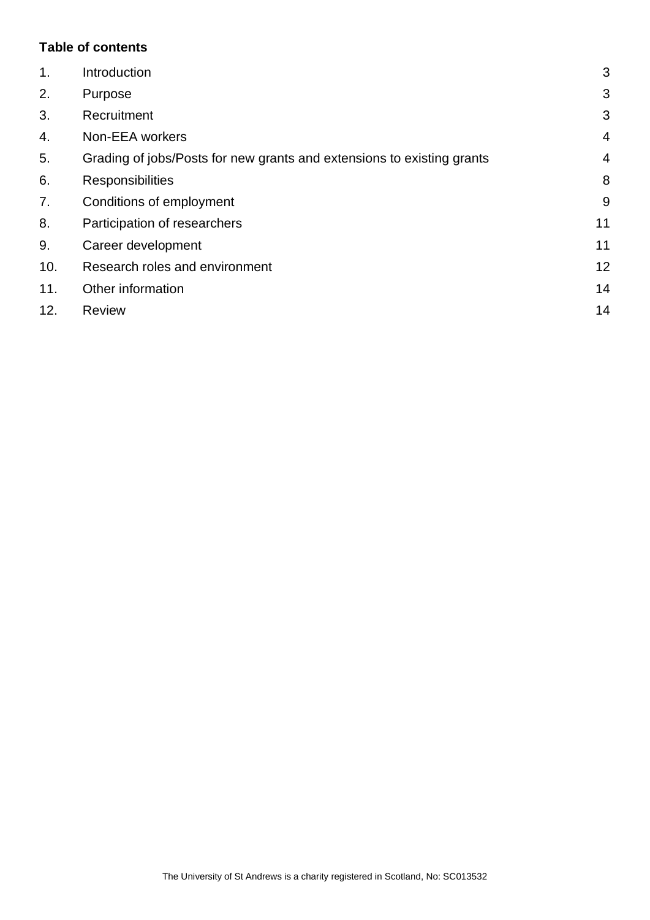**Table of contents**

| | | |
|---|---|---|
| 1. | Introduction | 3 |
| 2. | Purpose | 3 |
| 3. | Recruitment | 3 |
| 4. | Non-EEA workers | 4 |
| 5. | Grading of jobs/Posts for new grants and extensions to existing grants | 4 |
| 6. | Responsibilities | 8 |
| 7. | Conditions of employment | 9 |
| 8. | Participation of researchers | 11 |
| 9. | Career development | 11 |
| 10. | Research roles and environment | 12 |
| 11. | Other information | 14 |
| 12. | Review | 14 |

The University of St Andrews is a charity registered in Scotland, No: SC013532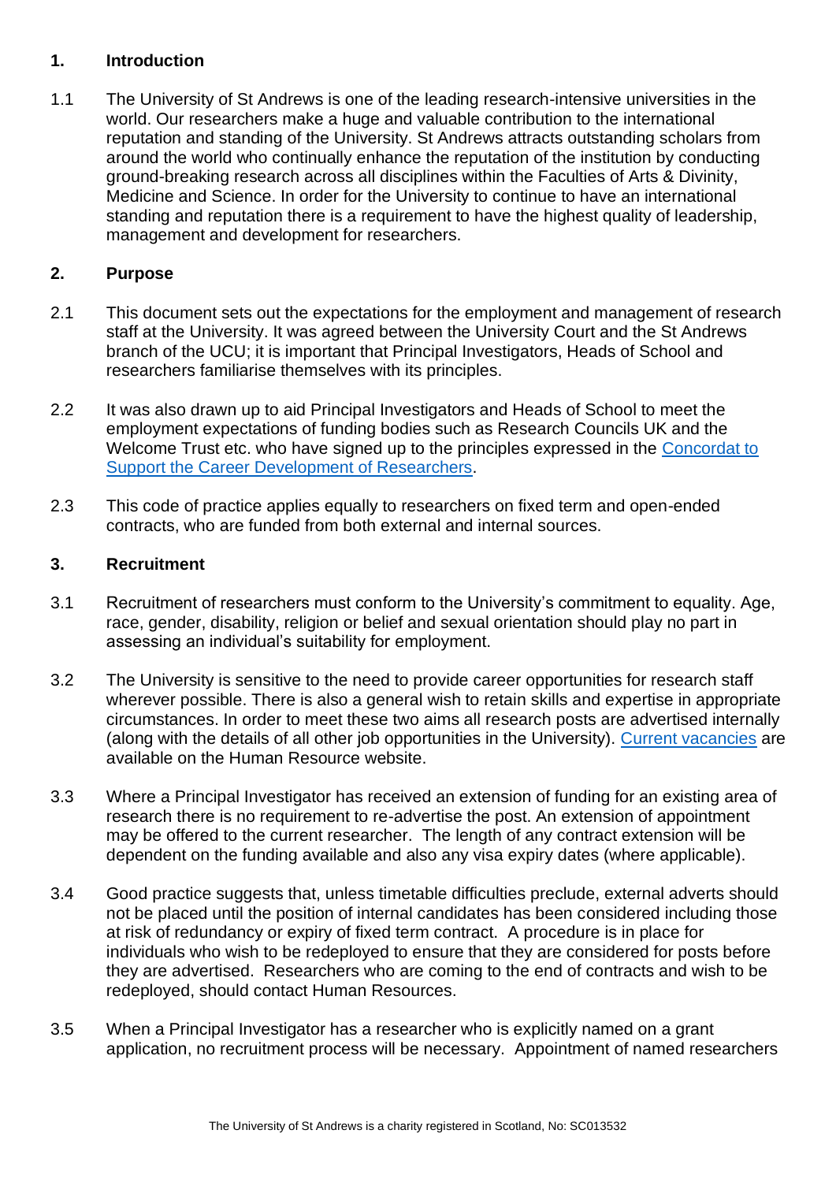## 1. Introduction

1.1 The University of St Andrews is one of the leading research-intensive universities in the world. Our researchers make a huge and valuable contribution to the international reputation and standing of the University. St Andrews attracts outstanding scholars from around the world who continually enhance the reputation of the institution by conducting ground-breaking research across all disciplines within the Faculties of Arts & Divinity, Medicine and Science. In order for the University to continue to have an international standing and reputation there is a requirement to have the highest quality of leadership, management and development for researchers.

## 2. Purpose

2.1 This document sets out the expectations for the employment and management of research staff at the University. It was agreed between the University Court and the St Andrews branch of the UCU; it is important that Principal Investigators, Heads of School and researchers familiarise themselves with its principles.

2.2 It was also drawn up to aid Principal Investigators and Heads of School to meet the employment expectations of funding bodies such as Research Councils UK and the Welcome Trust etc. who have signed up to the principles expressed in the Concordat to Support the Career Development of Researchers.

2.3 This code of practice applies equally to researchers on fixed term and open-ended contracts, who are funded from both external and internal sources.

## 3. Recruitment

3.1 Recruitment of researchers must conform to the University's commitment to equality. Age, race, gender, disability, religion or belief and sexual orientation should play no part in assessing an individual's suitability for employment.

3.2 The University is sensitive to the need to provide career opportunities for research staff wherever possible. There is also a general wish to retain skills and expertise in appropriate circumstances. In order to meet these two aims all research posts are advertised internally (along with the details of all other job opportunities in the University). Current vacancies are available on the Human Resource website.

3.3 Where a Principal Investigator has received an extension of funding for an existing area of research there is no requirement to re-advertise the post. An extension of appointment may be offered to the current researcher. The length of any contract extension will be dependent on the funding available and also any visa expiry dates (where applicable).

3.4 Good practice suggests that, unless timetable difficulties preclude, external adverts should not be placed until the position of internal candidates has been considered including those at risk of redundancy or expiry of fixed term contract. A procedure is in place for individuals who wish to be redeployed to ensure that they are considered for posts before they are advertised. Researchers who are coming to the end of contracts and wish to be redeployed, should contact Human Resources.

3.5 When a Principal Investigator has a researcher who is explicitly named on a grant application, no recruitment process will be necessary. Appointment of named researchers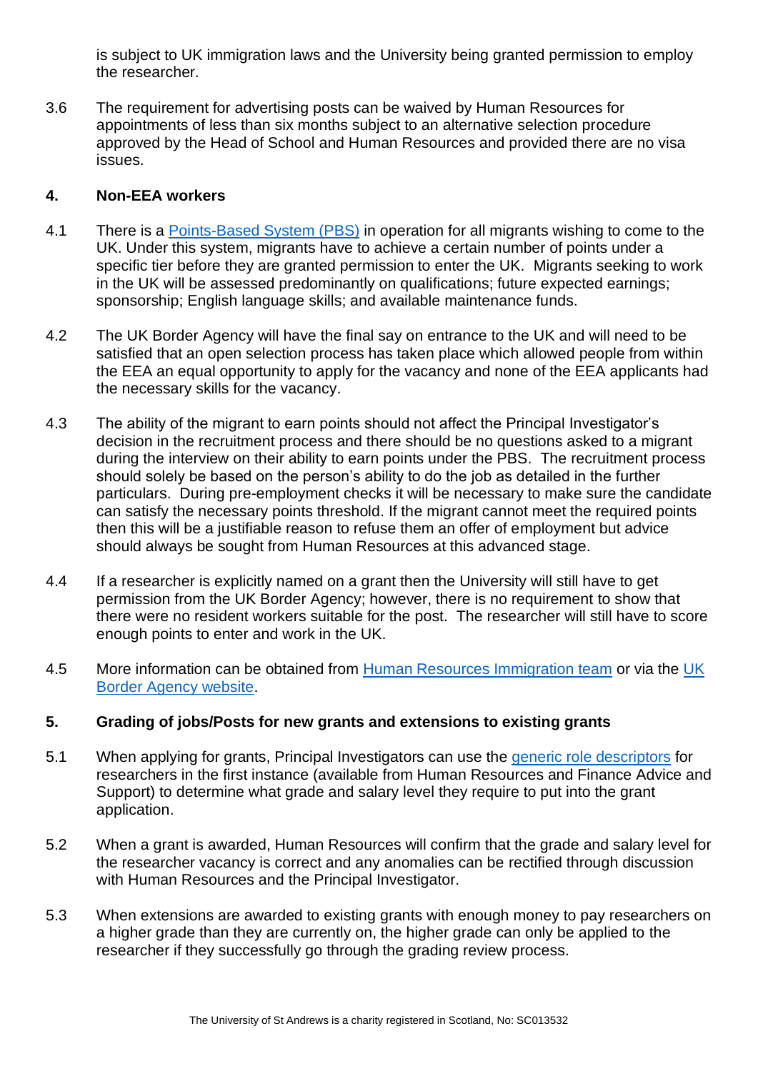is subject to UK immigration laws and the University being granted permission to employ the researcher.

3.6 The requirement for advertising posts can be waived by Human Resources for appointments of less than six months subject to an alternative selection procedure approved by the Head of School and Human Resources and provided there are no visa issues.

## 4. Non-EEA workers

4.1 There is a [Points-Based System (PBS)]() in operation for all migrants wishing to come to the UK. Under this system, migrants have to achieve a certain number of points under a specific tier before they are granted permission to enter the UK. Migrants seeking to work in the UK will be assessed predominantly on qualifications; future expected earnings; sponsorship; English language skills; and available maintenance funds.

4.2 The UK Border Agency will have the final say on entrance to the UK and will need to be satisfied that an open selection process has taken place which allowed people from within the EEA an equal opportunity to apply for the vacancy and none of the EEA applicants had the necessary skills for the vacancy.

4.3 The ability of the migrant to earn points should not affect the Principal Investigator's decision in the recruitment process and there should be no questions asked to a migrant during the interview on their ability to earn points under the PBS. The recruitment process should solely be based on the person's ability to do the job as detailed in the further particulars. During pre-employment checks it will be necessary to make sure the candidate can satisfy the necessary points threshold. If the migrant cannot meet the required points then this will be a justifiable reason to refuse them an offer of employment but advice should always be sought from Human Resources at this advanced stage.

4.4 If a researcher is explicitly named on a grant then the University will still have to get permission from the UK Border Agency; however, there is no requirement to show that there were no resident workers suitable for the post. The researcher will still have to score enough points to enter and work in the UK.

4.5 More information can be obtained from [Human Resources Immigration team]() or via the [UK Border Agency website]().

## 5. Grading of jobs/Posts for new grants and extensions to existing grants

5.1 When applying for grants, Principal Investigators can use the [generic role descriptors]() for researchers in the first instance (available from Human Resources and Finance Advice and Support) to determine what grade and salary level they require to put into the grant application.

5.2 When a grant is awarded, Human Resources will confirm that the grade and salary level for the researcher vacancy is correct and any anomalies can be rectified through discussion with Human Resources and the Principal Investigator.

5.3 When extensions are awarded to existing grants with enough money to pay researchers on a higher grade than they are currently on, the higher grade can only be applied to the researcher if they successfully go through the grading review process.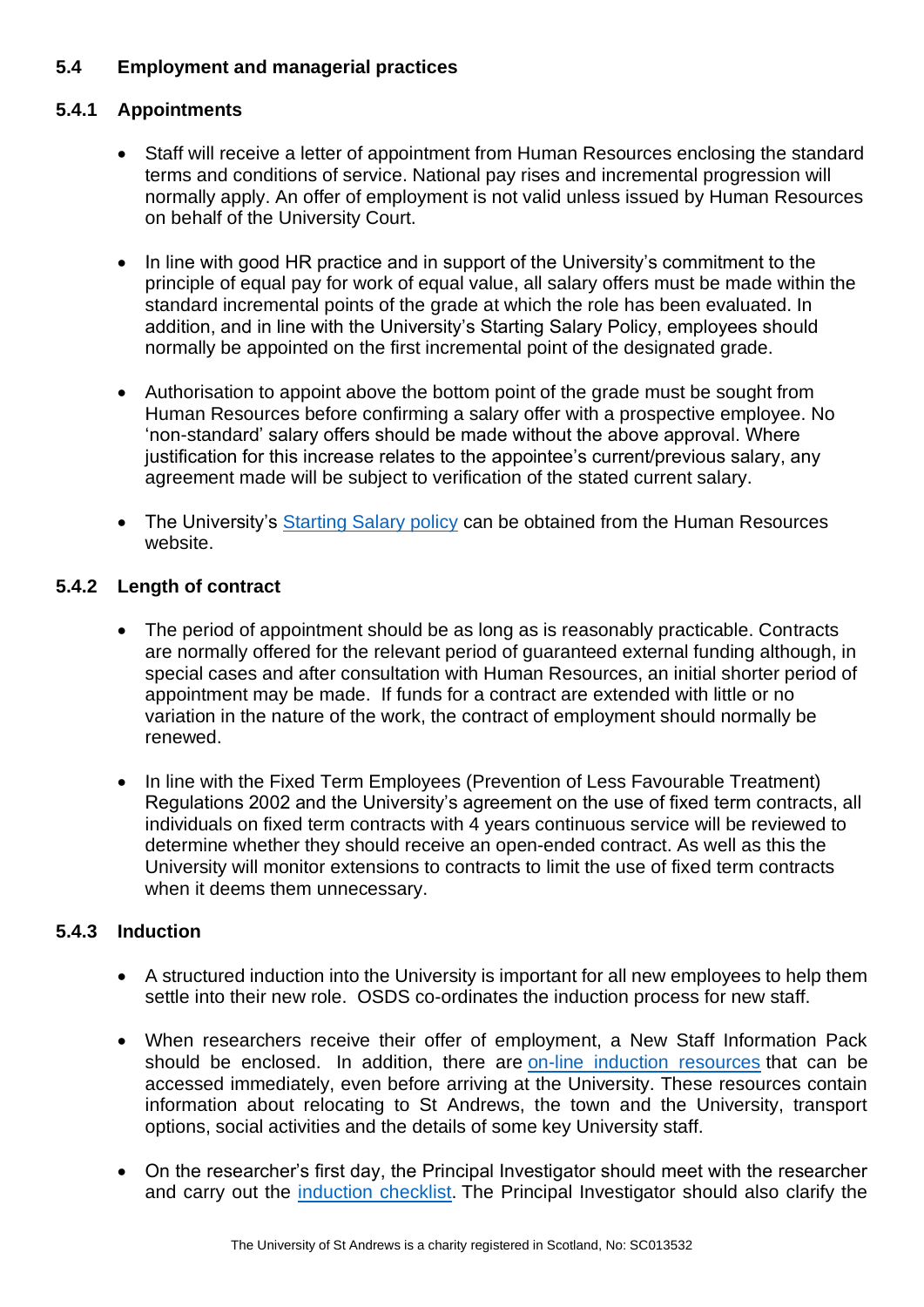### 5.4 Employment and managerial practices

#### 5.4.1 Appointments

- Staff will receive a letter of appointment from Human Resources enclosing the standard terms and conditions of service. National pay rises and incremental progression will normally apply. An offer of employment is not valid unless issued by Human Resources on behalf of the University Court.

- In line with good HR practice and in support of the University's commitment to the principle of equal pay for work of equal value, all salary offers must be made within the standard incremental points of the grade at which the role has been evaluated. In addition, and in line with the University's Starting Salary Policy, employees should normally be appointed on the first incremental point of the designated grade.

- Authorisation to appoint above the bottom point of the grade must be sought from Human Resources before confirming a salary offer with a prospective employee. No 'non-standard' salary offers should be made without the above approval. Where justification for this increase relates to the appointee's current/previous salary, any agreement made will be subject to verification of the stated current salary.

- The University's Starting Salary policy can be obtained from the Human Resources website.

#### 5.4.2 Length of contract

- The period of appointment should be as long as is reasonably practicable. Contracts are normally offered for the relevant period of guaranteed external funding although, in special cases and after consultation with Human Resources, an initial shorter period of appointment may be made. If funds for a contract are extended with little or no variation in the nature of the work, the contract of employment should normally be renewed.

- In line with the Fixed Term Employees (Prevention of Less Favourable Treatment) Regulations 2002 and the University's agreement on the use of fixed term contracts, all individuals on fixed term contracts with 4 years continuous service will be reviewed to determine whether they should receive an open-ended contract. As well as this the University will monitor extensions to contracts to limit the use of fixed term contracts when it deems them unnecessary.

#### 5.4.3 Induction

- A structured induction into the University is important for all new employees to help them settle into their new role. OSDS co-ordinates the induction process for new staff.

- When researchers receive their offer of employment, a New Staff Information Pack should be enclosed. In addition, there are on-line induction resources that can be accessed immediately, even before arriving at the University. These resources contain information about relocating to St Andrews, the town and the University, transport options, social activities and the details of some key University staff.

- On the researcher's first day, the Principal Investigator should meet with the researcher and carry out the induction checklist. The Principal Investigator should also clarify the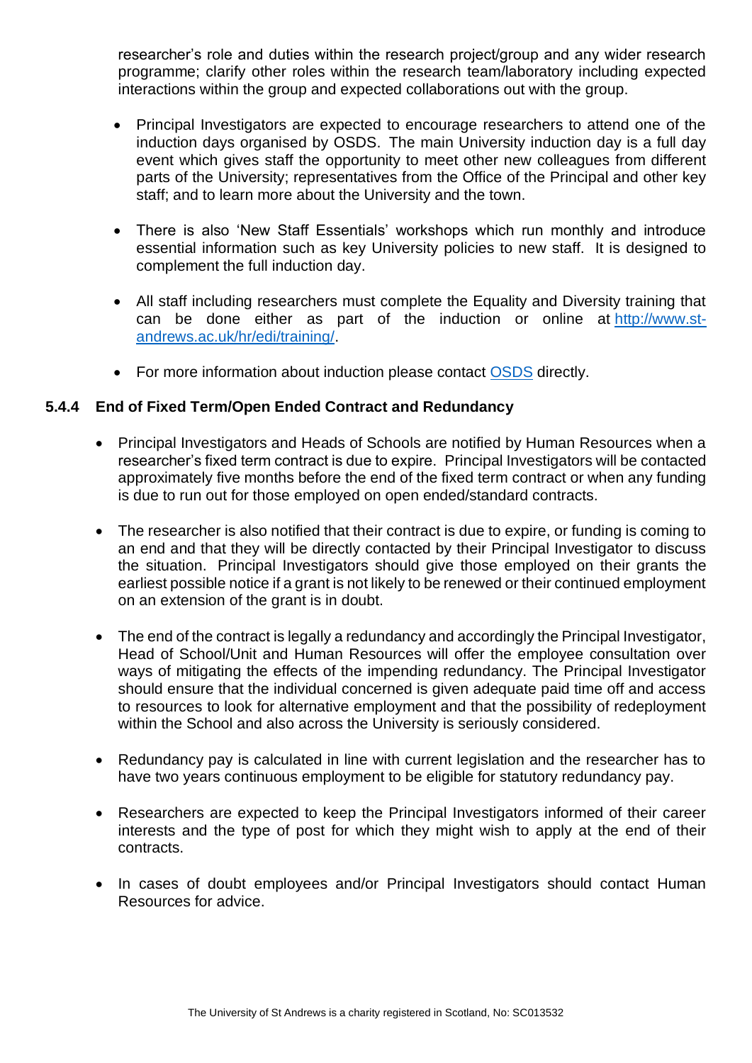researcher's role and duties within the research project/group and any wider research programme; clarify other roles within the research team/laboratory including expected interactions within the group and expected collaborations out with the group.

- Principal Investigators are expected to encourage researchers to attend one of the induction days organised by OSDS. The main University induction day is a full day event which gives staff the opportunity to meet other new colleagues from different parts of the University; representatives from the Office of the Principal and other key staff; and to learn more about the University and the town.

- There is also 'New Staff Essentials' workshops which run monthly and introduce essential information such as key University policies to new staff. It is designed to complement the full induction day.

- All staff including researchers must complete the Equality and Diversity training that can be done either as part of the induction or online at [http://www.st-andrews.ac.uk/hr/edi/training/](http://www.st-andrews.ac.uk/hr/edi/training/).

- For more information about induction please contact OSDS directly.

### 5.4.4 End of Fixed Term/Open Ended Contract and Redundancy

- Principal Investigators and Heads of Schools are notified by Human Resources when a researcher's fixed term contract is due to expire. Principal Investigators will be contacted approximately five months before the end of the fixed term contract or when any funding is due to run out for those employed on open ended/standard contracts.

- The researcher is also notified that their contract is due to expire, or funding is coming to an end and that they will be directly contacted by their Principal Investigator to discuss the situation. Principal Investigators should give those employed on their grants the earliest possible notice if a grant is not likely to be renewed or their continued employment on an extension of the grant is in doubt.

- The end of the contract is legally a redundancy and accordingly the Principal Investigator, Head of School/Unit and Human Resources will offer the employee consultation over ways of mitigating the effects of the impending redundancy. The Principal Investigator should ensure that the individual concerned is given adequate paid time off and access to resources to look for alternative employment and that the possibility of redeployment within the School and also across the University is seriously considered.

- Redundancy pay is calculated in line with current legislation and the researcher has to have two years continuous employment to be eligible for statutory redundancy pay.

- Researchers are expected to keep the Principal Investigators informed of their career interests and the type of post for which they might wish to apply at the end of their contracts.

- In cases of doubt employees and/or Principal Investigators should contact Human Resources for advice.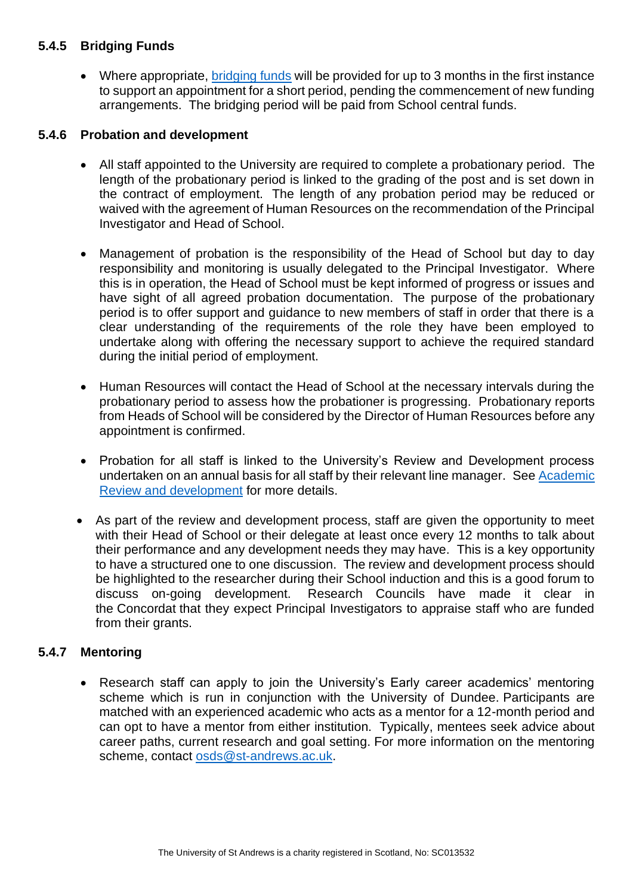### 5.4.5 Bridging Funds

- Where appropriate, bridging funds will be provided for up to 3 months in the first instance to support an appointment for a short period, pending the commencement of new funding arrangements. The bridging period will be paid from School central funds.

### 5.4.6 Probation and development

- All staff appointed to the University are required to complete a probationary period. The length of the probationary period is linked to the grading of the post and is set down in the contract of employment. The length of any probation period may be reduced or waived with the agreement of Human Resources on the recommendation of the Principal Investigator and Head of School.

- Management of probation is the responsibility of the Head of School but day to day responsibility and monitoring is usually delegated to the Principal Investigator. Where this is in operation, the Head of School must be kept informed of progress or issues and have sight of all agreed probation documentation. The purpose of the probationary period is to offer support and guidance to new members of staff in order that there is a clear understanding of the requirements of the role they have been employed to undertake along with offering the necessary support to achieve the required standard during the initial period of employment.

- Human Resources will contact the Head of School at the necessary intervals during the probationary period to assess how the probationer is progressing. Probationary reports from Heads of School will be considered by the Director of Human Resources before any appointment is confirmed.

- Probation for all staff is linked to the University's Review and Development process undertaken on an annual basis for all staff by their relevant line manager. See Academic Review and development for more details.

- As part of the review and development process, staff are given the opportunity to meet with their Head of School or their delegate at least once every 12 months to talk about their performance and any development needs they may have. This is a key opportunity to have a structured one to one discussion. The review and development process should be highlighted to the researcher during their School induction and this is a good forum to discuss on-going development. Research Councils have made it clear in the Concordat that they expect Principal Investigators to appraise staff who are funded from their grants.

### 5.4.7 Mentoring

- Research staff can apply to join the University's Early career academics' mentoring scheme which is run in conjunction with the University of Dundee. Participants are matched with an experienced academic who acts as a mentor for a 12-month period and can opt to have a mentor from either institution. Typically, mentees seek advice about career paths, current research and goal setting. For more information on the mentoring scheme, contact osds@st-andrews.ac.uk.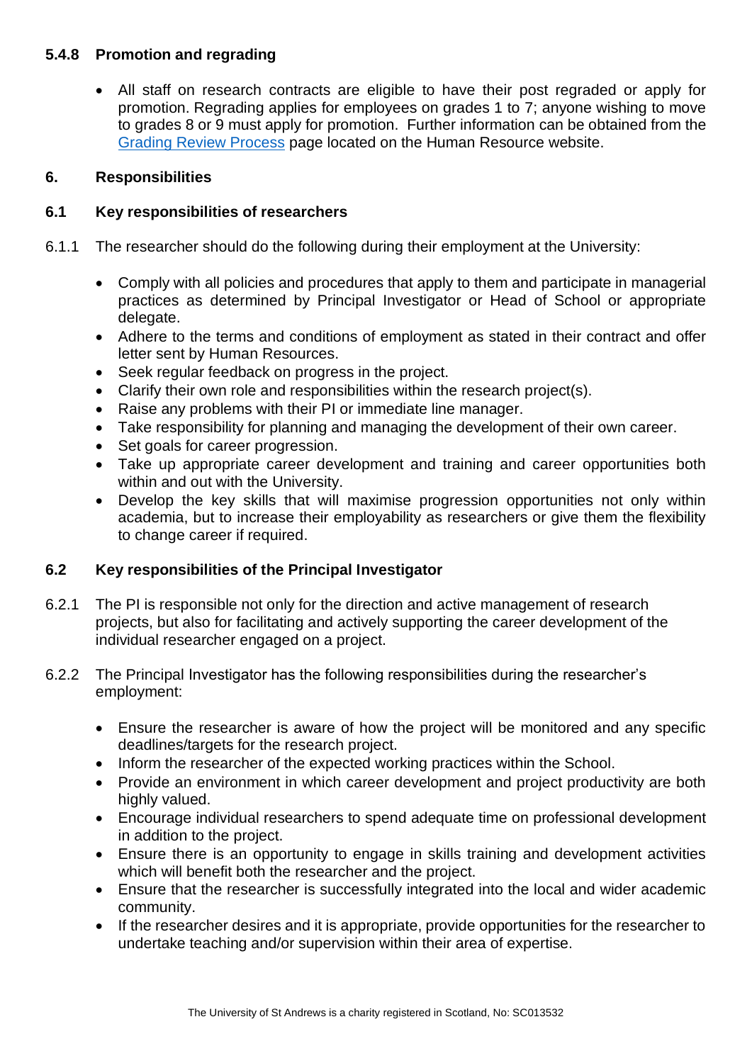#### 5.4.8 Promotion and regrading

- All staff on research contracts are eligible to have their post regraded or apply for promotion. Regrading applies for employees on grades 1 to 7; anyone wishing to move to grades 8 or 9 must apply for promotion. Further information can be obtained from the Grading Review Process page located on the Human Resource website.

## 6. Responsibilities

### 6.1 Key responsibilities of researchers

6.1.1 The researcher should do the following during their employment at the University:

- Comply with all policies and procedures that apply to them and participate in managerial practices as determined by Principal Investigator or Head of School or appropriate delegate.
- Adhere to the terms and conditions of employment as stated in their contract and offer letter sent by Human Resources.
- Seek regular feedback on progress in the project.
- Clarify their own role and responsibilities within the research project(s).
- Raise any problems with their PI or immediate line manager.
- Take responsibility for planning and managing the development of their own career.
- Set goals for career progression.
- Take up appropriate career development and training and career opportunities both within and out with the University.
- Develop the key skills that will maximise progression opportunities not only within academia, but to increase their employability as researchers or give them the flexibility to change career if required.

### 6.2 Key responsibilities of the Principal Investigator

6.2.1 The PI is responsible not only for the direction and active management of research projects, but also for facilitating and actively supporting the career development of the individual researcher engaged on a project.

6.2.2 The Principal Investigator has the following responsibilities during the researcher's employment:

- Ensure the researcher is aware of how the project will be monitored and any specific deadlines/targets for the research project.
- Inform the researcher of the expected working practices within the School.
- Provide an environment in which career development and project productivity are both highly valued.
- Encourage individual researchers to spend adequate time on professional development in addition to the project.
- Ensure there is an opportunity to engage in skills training and development activities which will benefit both the researcher and the project.
- Ensure that the researcher is successfully integrated into the local and wider academic community.
- If the researcher desires and it is appropriate, provide opportunities for the researcher to undertake teaching and/or supervision within their area of expertise.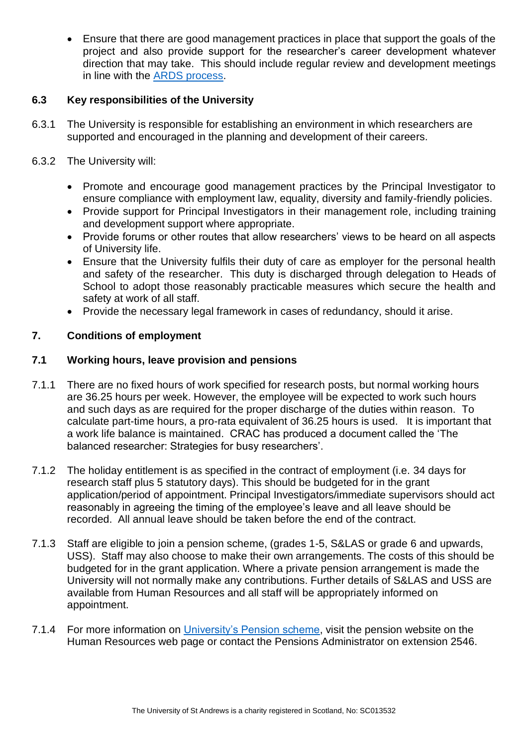- Ensure that there are good management practices in place that support the goals of the project and also provide support for the researcher's career development whatever direction that may take. This should include regular review and development meetings in line with the [ARDS process](#).

### 6.3 Key responsibilities of the University

6.3.1 The University is responsible for establishing an environment in which researchers are supported and encouraged in the planning and development of their careers.

6.3.2 The University will:

- Promote and encourage good management practices by the Principal Investigator to ensure compliance with employment law, equality, diversity and family-friendly policies.
- Provide support for Principal Investigators in their management role, including training and development support where appropriate.
- Provide forums or other routes that allow researchers' views to be heard on all aspects of University life.
- Ensure that the University fulfils their duty of care as employer for the personal health and safety of the researcher. This duty is discharged through delegation to Heads of School to adopt those reasonably practicable measures which secure the health and safety at work of all staff.
- Provide the necessary legal framework in cases of redundancy, should it arise.

## 7. Conditions of employment

### 7.1 Working hours, leave provision and pensions

7.1.1 There are no fixed hours of work specified for research posts, but normal working hours are 36.25 hours per week. However, the employee will be expected to work such hours and such days as are required for the proper discharge of the duties within reason. To calculate part-time hours, a pro-rata equivalent of 36.25 hours is used. It is important that a work life balance is maintained. CRAC has produced a document called the 'The balanced researcher: Strategies for busy researchers'.

7.1.2 The holiday entitlement is as specified in the contract of employment (i.e. 34 days for research staff plus 5 statutory days). This should be budgeted for in the grant application/period of appointment. Principal Investigators/immediate supervisors should act reasonably in agreeing the timing of the employee's leave and all leave should be recorded. All annual leave should be taken before the end of the contract.

7.1.3 Staff are eligible to join a pension scheme, (grades 1-5, S&LAS or grade 6 and upwards, USS). Staff may also choose to make their own arrangements. The costs of this should be budgeted for in the grant application. Where a private pension arrangement is made the University will not normally make any contributions. Further details of S&LAS and USS are available from Human Resources and all staff will be appropriately informed on appointment.

7.1.4 For more information on [University's Pension scheme](#), visit the pension website on the Human Resources web page or contact the Pensions Administrator on extension 2546.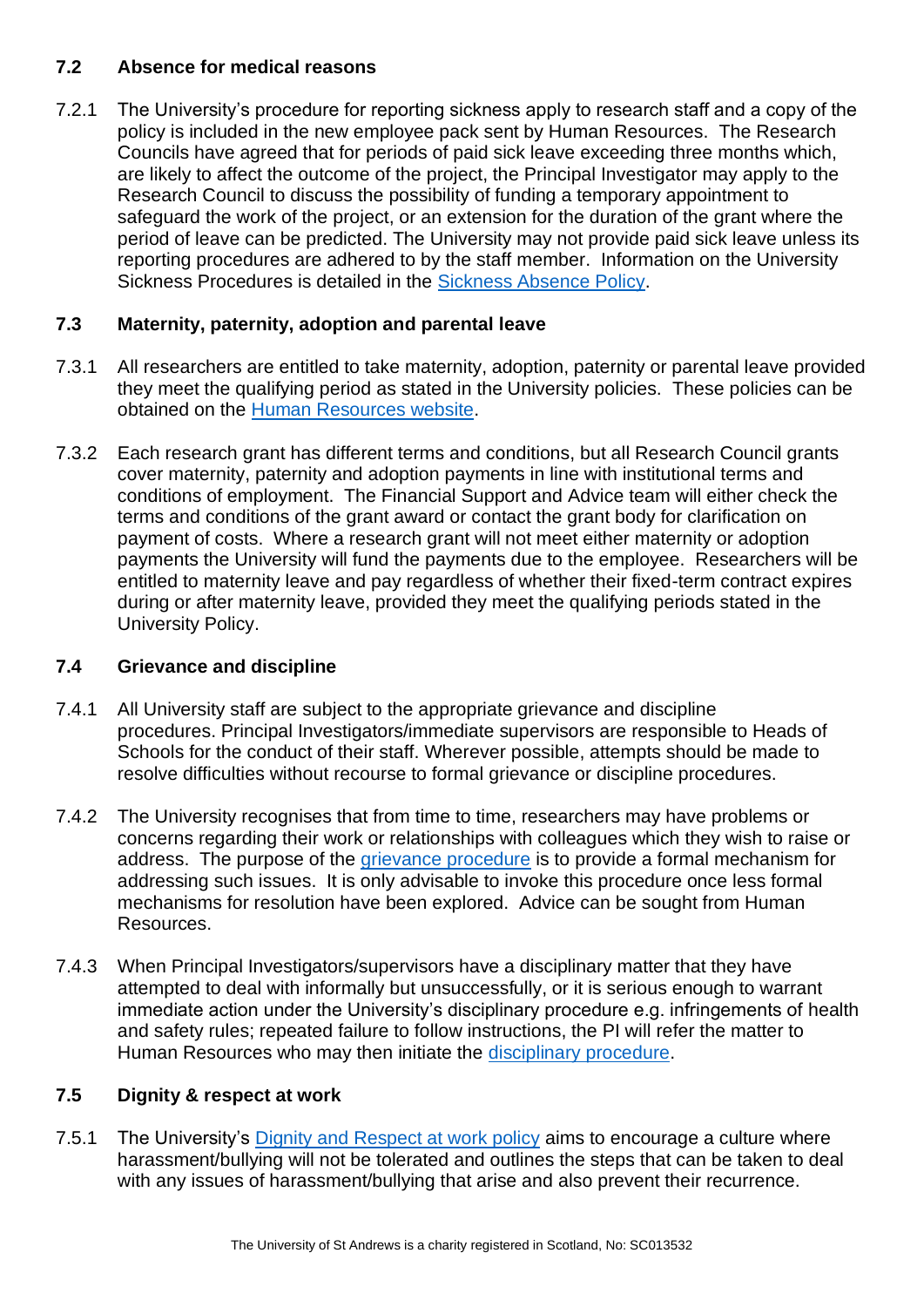### 7.2 Absence for medical reasons

7.2.1 The University's procedure for reporting sickness apply to research staff and a copy of the policy is included in the new employee pack sent by Human Resources. The Research Councils have agreed that for periods of paid sick leave exceeding three months which, are likely to affect the outcome of the project, the Principal Investigator may apply to the Research Council to discuss the possibility of funding a temporary appointment to safeguard the work of the project, or an extension for the duration of the grant where the period of leave can be predicted. The University may not provide paid sick leave unless its reporting procedures are adhered to by the staff member. Information on the University Sickness Procedures is detailed in the Sickness Absence Policy.

### 7.3 Maternity, paternity, adoption and parental leave

7.3.1 All researchers are entitled to take maternity, adoption, paternity or parental leave provided they meet the qualifying period as stated in the University policies. These policies can be obtained on the Human Resources website.

7.3.2 Each research grant has different terms and conditions, but all Research Council grants cover maternity, paternity and adoption payments in line with institutional terms and conditions of employment. The Financial Support and Advice team will either check the terms and conditions of the grant award or contact the grant body for clarification on payment of costs. Where a research grant will not meet either maternity or adoption payments the University will fund the payments due to the employee. Researchers will be entitled to maternity leave and pay regardless of whether their fixed-term contract expires during or after maternity leave, provided they meet the qualifying periods stated in the University Policy.

### 7.4 Grievance and discipline

7.4.1 All University staff are subject to the appropriate grievance and discipline procedures. Principal Investigators/immediate supervisors are responsible to Heads of Schools for the conduct of their staff. Wherever possible, attempts should be made to resolve difficulties without recourse to formal grievance or discipline procedures.

7.4.2 The University recognises that from time to time, researchers may have problems or concerns regarding their work or relationships with colleagues which they wish to raise or address. The purpose of the grievance procedure is to provide a formal mechanism for addressing such issues. It is only advisable to invoke this procedure once less formal mechanisms for resolution have been explored. Advice can be sought from Human Resources.

7.4.3 When Principal Investigators/supervisors have a disciplinary matter that they have attempted to deal with informally but unsuccessfully, or it is serious enough to warrant immediate action under the University's disciplinary procedure e.g. infringements of health and safety rules; repeated failure to follow instructions, the PI will refer the matter to Human Resources who may then initiate the disciplinary procedure.

### 7.5 Dignity & respect at work

7.5.1 The University's Dignity and Respect at work policy aims to encourage a culture where harassment/bullying will not be tolerated and outlines the steps that can be taken to deal with any issues of harassment/bullying that arise and also prevent their recurrence.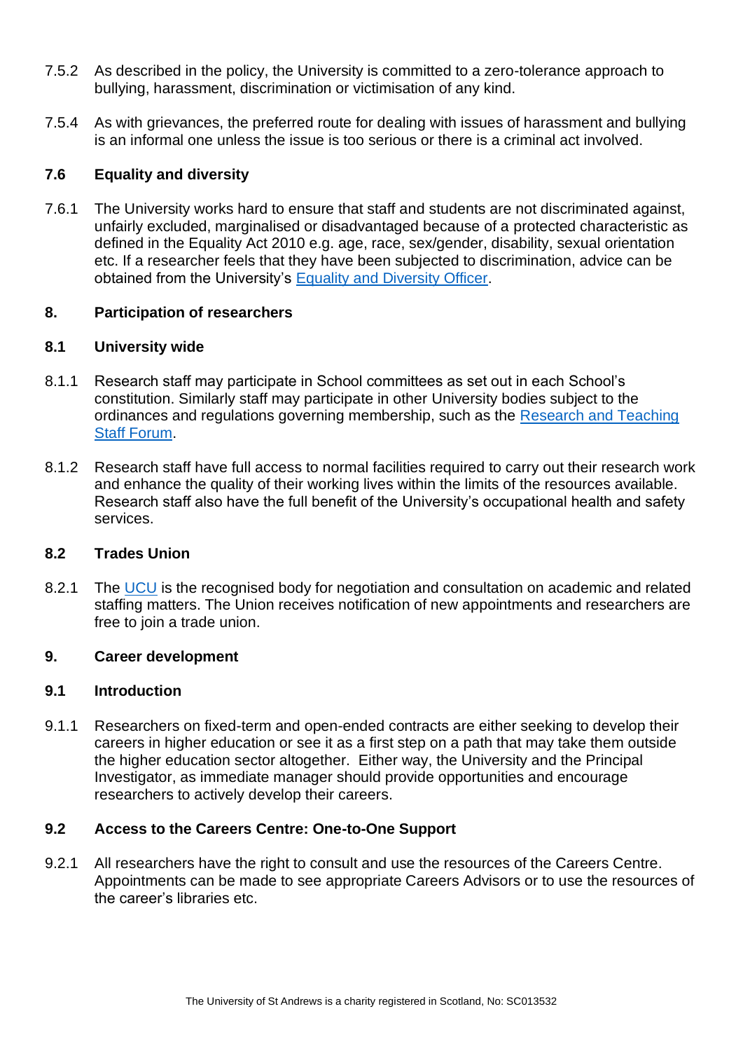7.5.2 As described in the policy, the University is committed to a zero-tolerance approach to bullying, harassment, discrimination or victimisation of any kind.

7.5.4 As with grievances, the preferred route for dealing with issues of harassment and bullying is an informal one unless the issue is too serious or there is a criminal act involved.

### 7.6 Equality and diversity

7.6.1 The University works hard to ensure that staff and students are not discriminated against, unfairly excluded, marginalised or disadvantaged because of a protected characteristic as defined in the Equality Act 2010 e.g. age, race, sex/gender, disability, sexual orientation etc. If a researcher feels that they have been subjected to discrimination, advice can be obtained from the University's Equality and Diversity Officer.

## 8. Participation of researchers

### 8.1 University wide

8.1.1 Research staff may participate in School committees as set out in each School's constitution. Similarly staff may participate in other University bodies subject to the ordinances and regulations governing membership, such as the Research and Teaching Staff Forum.

8.1.2 Research staff have full access to normal facilities required to carry out their research work and enhance the quality of their working lives within the limits of the resources available. Research staff also have the full benefit of the University's occupational health and safety services.

### 8.2 Trades Union

8.2.1 The UCU is the recognised body for negotiation and consultation on academic and related staffing matters. The Union receives notification of new appointments and researchers are free to join a trade union.

## 9. Career development

### 9.1 Introduction

9.1.1 Researchers on fixed-term and open-ended contracts are either seeking to develop their careers in higher education or see it as a first step on a path that may take them outside the higher education sector altogether. Either way, the University and the Principal Investigator, as immediate manager should provide opportunities and encourage researchers to actively develop their careers.

### 9.2 Access to the Careers Centre: One-to-One Support

9.2.1 All researchers have the right to consult and use the resources of the Careers Centre. Appointments can be made to see appropriate Careers Advisors or to use the resources of the career's libraries etc.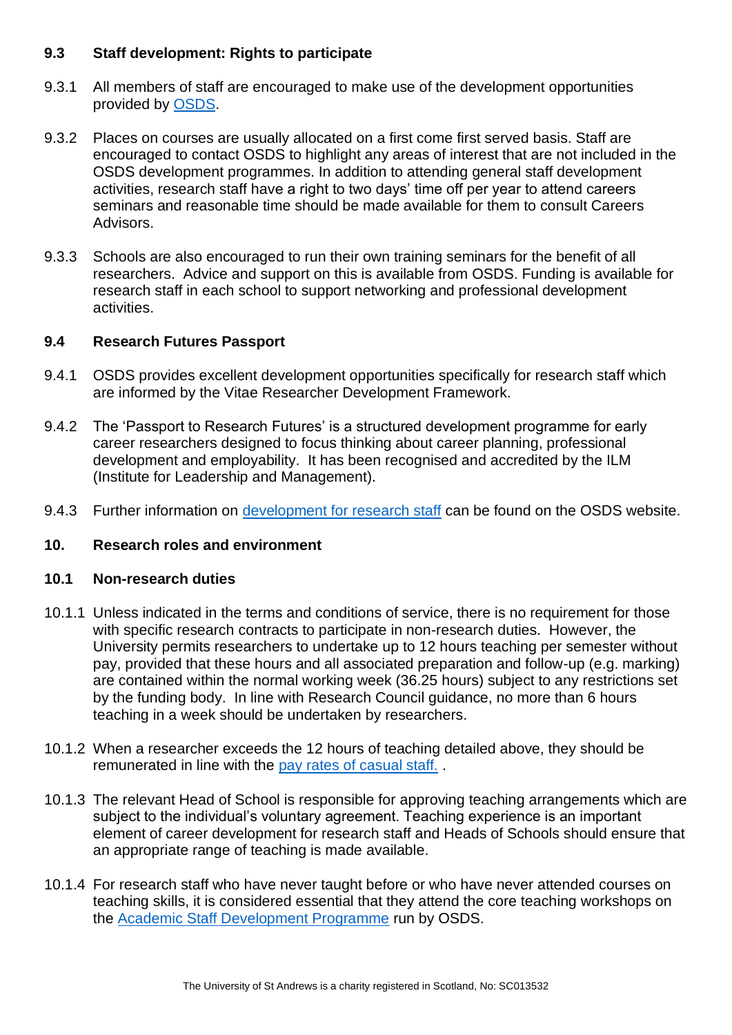### 9.3 Staff development: Rights to participate

9.3.1 All members of staff are encouraged to make use of the development opportunities provided by [OSDS](OSDS).

9.3.2 Places on courses are usually allocated on a first come first served basis. Staff are encouraged to contact OSDS to highlight any areas of interest that are not included in the OSDS development programmes. In addition to attending general staff development activities, research staff have a right to two days' time off per year to attend careers seminars and reasonable time should be made available for them to consult Careers Advisors.

9.3.3 Schools are also encouraged to run their own training seminars for the benefit of all researchers. Advice and support on this is available from OSDS. Funding is available for research staff in each school to support networking and professional development activities.

### 9.4 Research Futures Passport

9.4.1 OSDS provides excellent development opportunities specifically for research staff which are informed by the Vitae Researcher Development Framework.

9.4.2 The 'Passport to Research Futures' is a structured development programme for early career researchers designed to focus thinking about career planning, professional development and employability. It has been recognised and accredited by the ILM (Institute for Leadership and Management).

9.4.3 Further information on development for research staff can be found on the OSDS website.

## 10. Research roles and environment

### 10.1 Non-research duties

10.1.1 Unless indicated in the terms and conditions of service, there is no requirement for those with specific research contracts to participate in non-research duties. However, the University permits researchers to undertake up to 12 hours teaching per semester without pay, provided that these hours and all associated preparation and follow-up (e.g. marking) are contained within the normal working week (36.25 hours) subject to any restrictions set by the funding body. In line with Research Council guidance, no more than 6 hours teaching in a week should be undertaken by researchers.

10.1.2 When a researcher exceeds the 12 hours of teaching detailed above, they should be remunerated in line with the pay rates of casual staff. .

10.1.3 The relevant Head of School is responsible for approving teaching arrangements which are subject to the individual's voluntary agreement. Teaching experience is an important element of career development for research staff and Heads of Schools should ensure that an appropriate range of teaching is made available.

10.1.4 For research staff who have never taught before or who have never attended courses on teaching skills, it is considered essential that they attend the core teaching workshops on the Academic Staff Development Programme run by OSDS.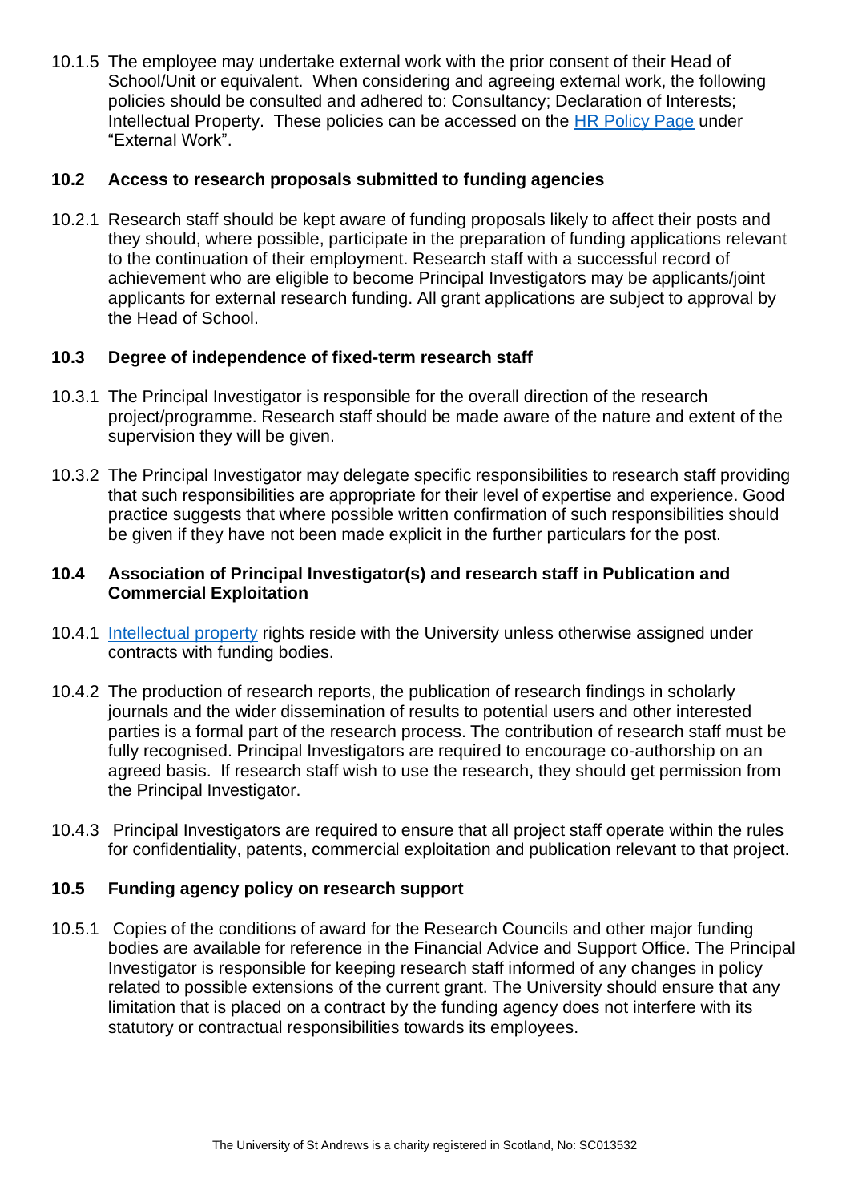10.1.5 The employee may undertake external work with the prior consent of their Head of School/Unit or equivalent. When considering and agreeing external work, the following policies should be consulted and adhered to: Consultancy; Declaration of Interests; Intellectual Property. These policies can be accessed on the HR Policy Page under "External Work".

### 10.2 Access to research proposals submitted to funding agencies

10.2.1 Research staff should be kept aware of funding proposals likely to affect their posts and they should, where possible, participate in the preparation of funding applications relevant to the continuation of their employment. Research staff with a successful record of achievement who are eligible to become Principal Investigators may be applicants/joint applicants for external research funding. All grant applications are subject to approval by the Head of School.

### 10.3 Degree of independence of fixed-term research staff

10.3.1 The Principal Investigator is responsible for the overall direction of the research project/programme. Research staff should be made aware of the nature and extent of the supervision they will be given.

10.3.2 The Principal Investigator may delegate specific responsibilities to research staff providing that such responsibilities are appropriate for their level of expertise and experience. Good practice suggests that where possible written confirmation of such responsibilities should be given if they have not been made explicit in the further particulars for the post.

### 10.4 Association of Principal Investigator(s) and research staff in Publication and Commercial Exploitation

10.4.1 Intellectual property rights reside with the University unless otherwise assigned under contracts with funding bodies.

10.4.2 The production of research reports, the publication of research findings in scholarly journals and the wider dissemination of results to potential users and other interested parties is a formal part of the research process. The contribution of research staff must be fully recognised. Principal Investigators are required to encourage co-authorship on an agreed basis. If research staff wish to use the research, they should get permission from the Principal Investigator.

10.4.3 Principal Investigators are required to ensure that all project staff operate within the rules for confidentiality, patents, commercial exploitation and publication relevant to that project.

### 10.5 Funding agency policy on research support

10.5.1 Copies of the conditions of award for the Research Councils and other major funding bodies are available for reference in the Financial Advice and Support Office. The Principal Investigator is responsible for keeping research staff informed of any changes in policy related to possible extensions of the current grant. The University should ensure that any limitation that is placed on a contract by the funding agency does not interfere with its statutory or contractual responsibilities towards its employees.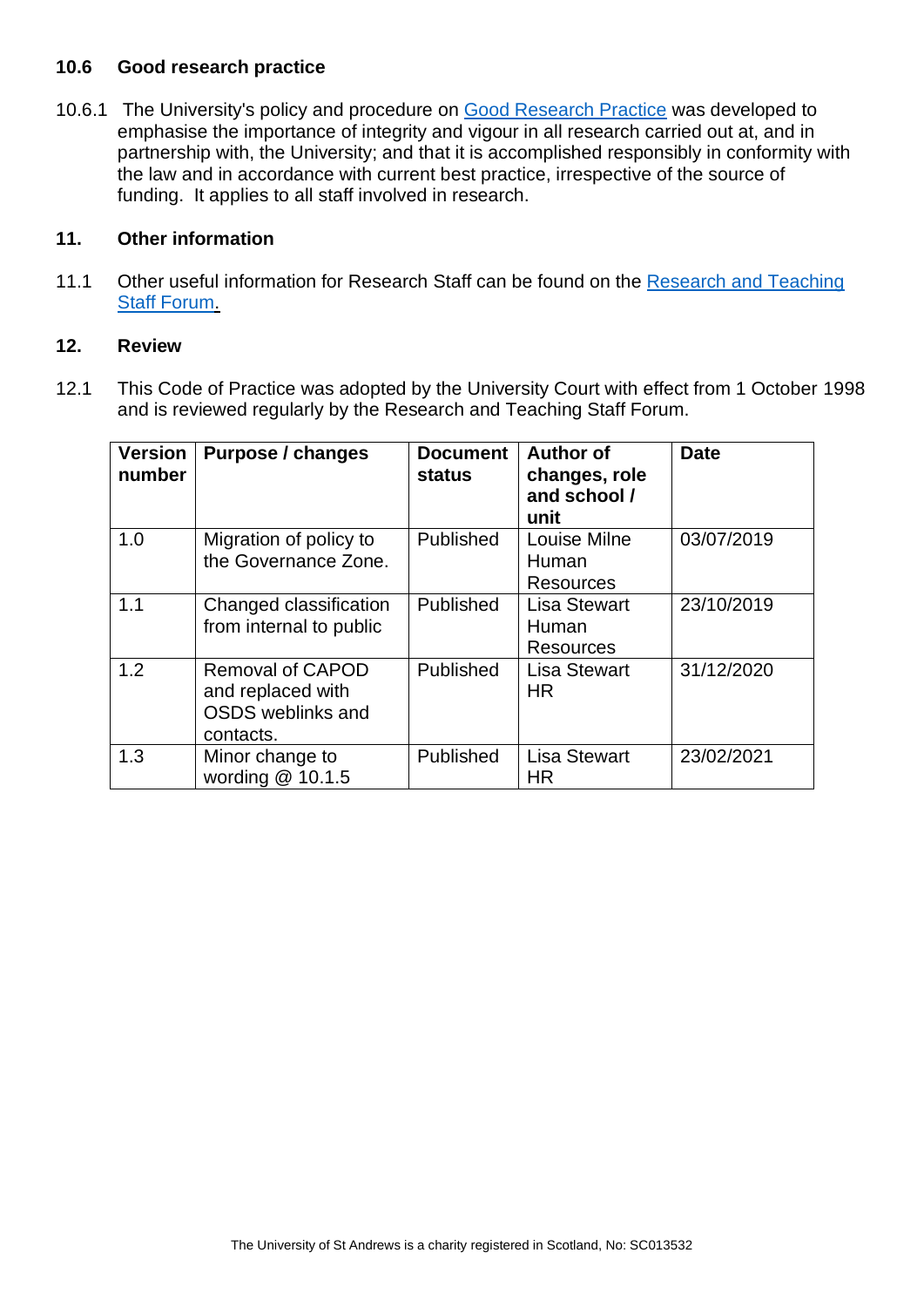### 10.6 Good research practice

10.6.1 The University's policy and procedure on [Good Research Practice] was developed to emphasise the importance of integrity and vigour in all research carried out at, and in partnership with, the University; and that it is accomplished responsibly in conformity with the law and in accordance with current best practice, irrespective of the source of funding. It applies to all staff involved in research.

## 11. Other information

11.1 Other useful information for Research Staff can be found on the Research and Teaching Staff Forum.

## 12. Review

12.1 This Code of Practice was adopted by the University Court with effect from 1 October 1998 and is reviewed regularly by the Research and Teaching Staff Forum.

| Version number | Purpose / changes | Document status | Author of changes, role and school / unit | Date |
|---|---|---|---|---|
| 1.0 | Migration of policy to the Governance Zone. | Published | Louise Milne Human Resources | 03/07/2019 |
| 1.1 | Changed classification from internal to public | Published | Lisa Stewart Human Resources | 23/10/2019 |
| 1.2 | Removal of CAPOD and replaced with OSDS weblinks and contacts. | Published | Lisa Stewart HR | 31/12/2020 |
| 1.3 | Minor change to wording @ 10.1.5 | Published | Lisa Stewart HR | 23/02/2021 |

The University of St Andrews is a charity registered in Scotland, No: SC013532